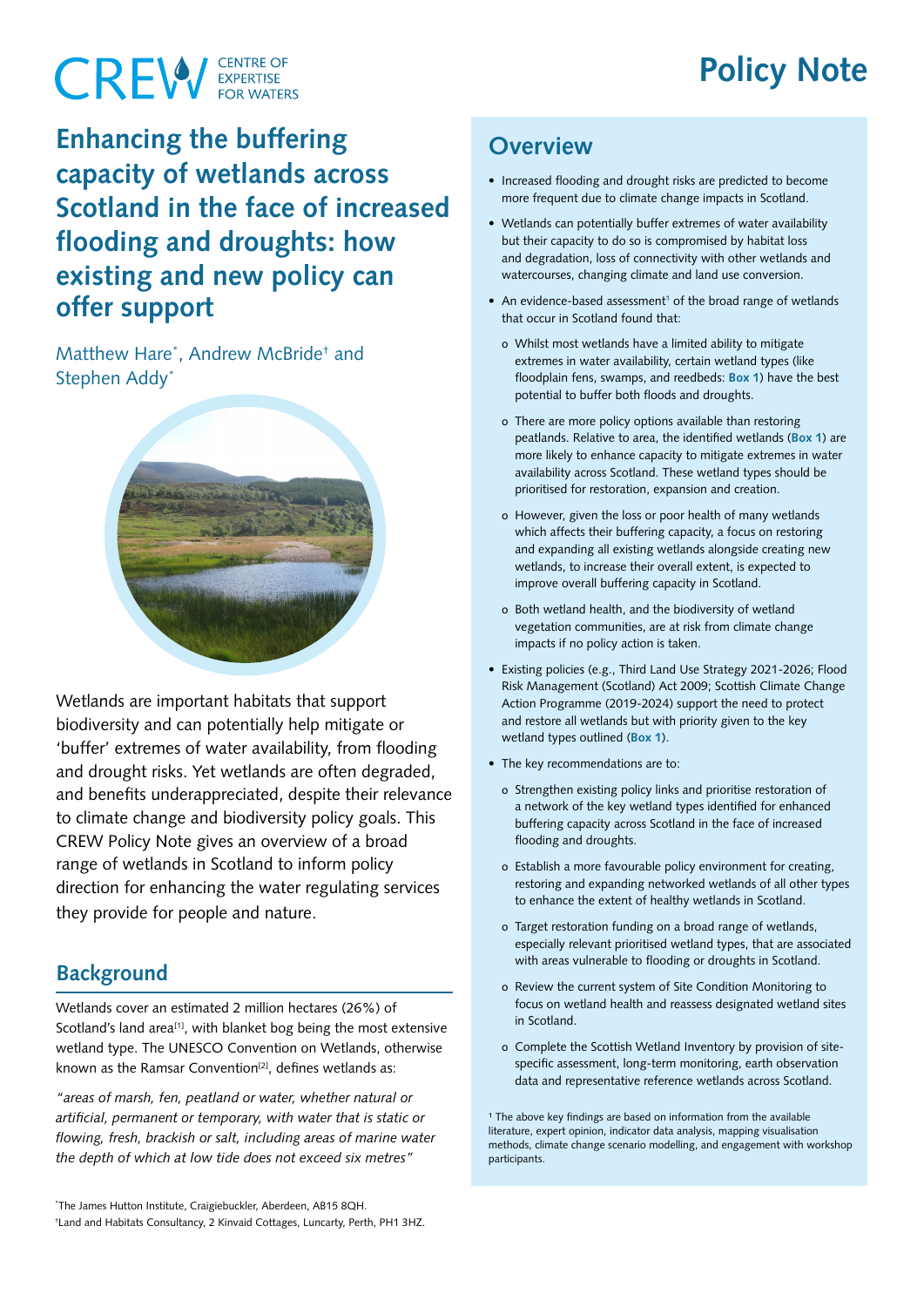# Enhancing the buffering capacity of wetlands across Scotland in the face of increased flooding and droughts: how existing and new policy can offer support

Matthew Hare[*], Andrew McBride[†] and Stephen Addy[*]

Wetlands are important habitats that support biodiversity and can potentially help mitigate or 'buffer' extremes of water availability, from flooding and drought risks. Yet wetlands are often degraded, and benefits underappreciated, despite their relevance to climate change and biodiversity policy goals. This CREW Policy Note gives an overview of a broad range of wetlands in Scotland to inform policy direction for enhancing the water regulating services they provide for people and nature.

## Background

Wetlands cover an estimated 2 million hectares (26%) of Scotland's land area[1], with blanket bog being the most extensive wetland type. The UNESCO Convention on Wetlands, otherwise known as the Ramsar Convention[2], defines wetlands as:

*"areas of marsh, fen, peatland or water, whether natural or artificial, permanent or temporary, with water that is static or flowing, fresh, brackish or salt, including areas of marine water the depth of which at low tide does not exceed six metres"*

[*]The James Hutton Institute, Craigiebuckler, Aberdeen, AB15 8QH.
[†]Land and Habitats Consultancy, 2 Kinvaid Cottages, Luncarty, Perth, PH1 3HZ.

## Overview

- Increased flooding and drought risks are predicted to become more frequent due to climate change impacts in Scotland.
- Wetlands can potentially buffer extremes of water availability but their capacity to do so is compromised by habitat loss and degradation, loss of connectivity with other wetlands and watercourses, changing climate and land use conversion.
- An evidence-based assessment[1] of the broad range of wetlands that occur in Scotland found that:
  - Whilst most wetlands have a limited ability to mitigate extremes in water availability, certain wetland types (like floodplain fens, swamps, and reedbeds: **Box 1**) have the best potential to buffer both floods and droughts.
  - There are more policy options available than restoring peatlands. Relative to area, the identified wetlands (**Box 1**) are more likely to enhance capacity to mitigate extremes in water availability across Scotland. These wetland types should be prioritised for restoration, expansion and creation.
  - However, given the loss or poor health of many wetlands which affects their buffering capacity, a focus on restoring and expanding all existing wetlands alongside creating new wetlands, to increase their overall extent, is expected to improve overall buffering capacity in Scotland.
  - Both wetland health, and the biodiversity of wetland vegetation communities, are at risk from climate change impacts if no policy action is taken.
- Existing policies (e.g., Third Land Use Strategy 2021-2026; Flood Risk Management (Scotland) Act 2009; Scottish Climate Change Action Programme (2019-2024) support the need to protect and restore all wetlands but with priority given to the key wetland types outlined (**Box 1**).
- The key recommendations are to:
  - Strengthen existing policy links and prioritise restoration of a network of the key wetland types identified for enhanced buffering capacity across Scotland in the face of increased flooding and droughts.
  - Establish a more favourable policy environment for creating, restoring and expanding networked wetlands of all other types to enhance the extent of healthy wetlands in Scotland.
  - Target restoration funding on a broad range of wetlands, especially relevant prioritised wetland types, that are associated with areas vulnerable to flooding or droughts in Scotland.
  - Review the current system of Site Condition Monitoring to focus on wetland health and reassess designated wetland sites in Scotland.
  - Complete the Scottish Wetland Inventory by provision of site-specific assessment, long-term monitoring, earth observation data and representative reference wetlands across Scotland.

[1] The above key findings are based on information from the available literature, expert opinion, indicator data analysis, mapping visualisation methods, climate change scenario modelling, and engagement with workshop participants.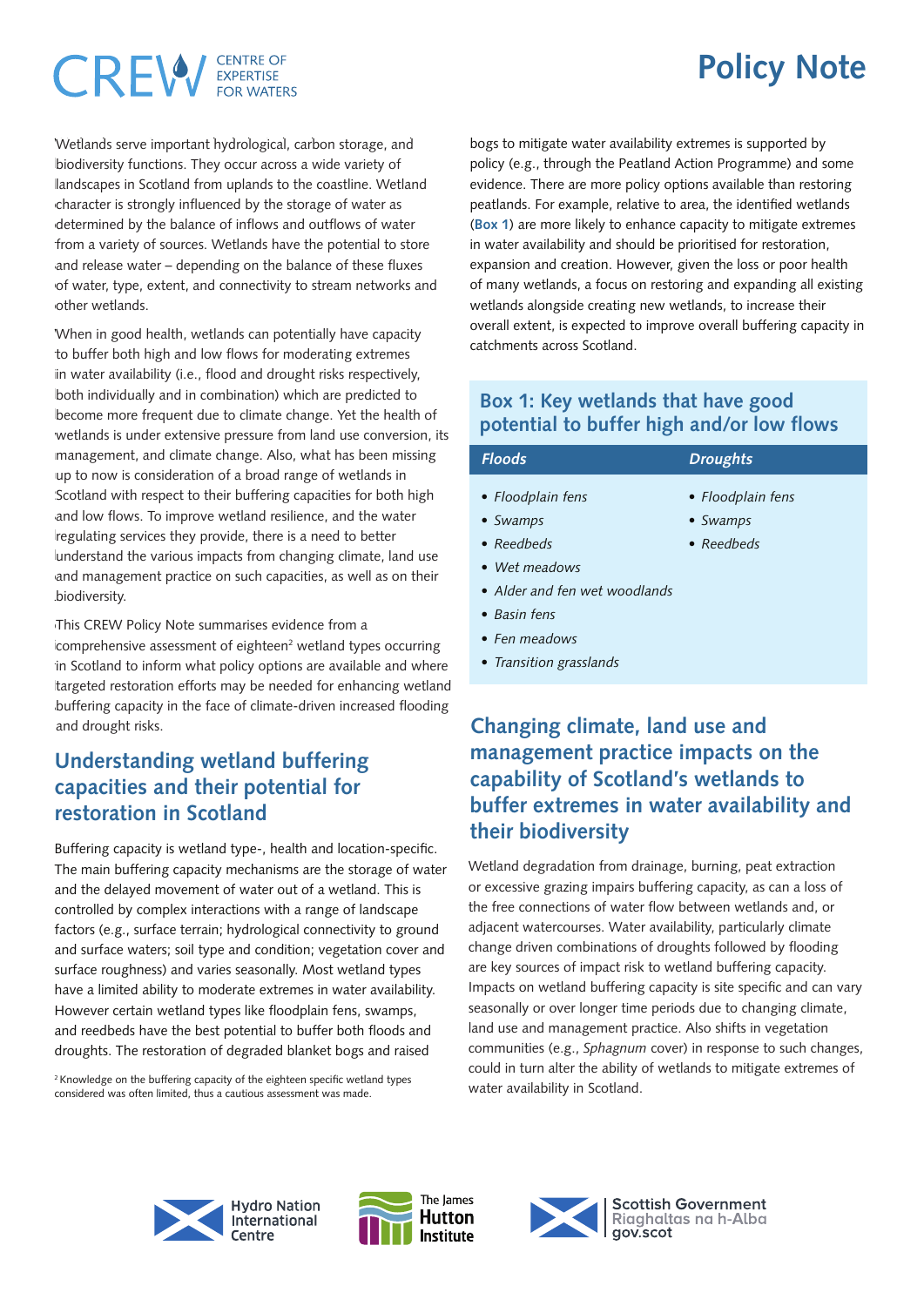Wetlands serve important hydrological, carbon storage, and biodiversity functions. They occur across a wide variety of landscapes in Scotland from uplands to the coastline. Wetland character is strongly influenced by the storage of water as determined by the balance of inflows and outflows of water from a variety of sources. Wetlands have the potential to store and release water – depending on the balance of these fluxes of water, type, extent, and connectivity to stream networks and other wetlands.

When in good health, wetlands can potentially have capacity to buffer both high and low flows for moderating extremes in water availability (i.e., flood and drought risks respectively, both individually and in combination) which are predicted to become more frequent due to climate change. Yet the health of wetlands is under extensive pressure from land use conversion, its management, and climate change. Also, what has been missing up to now is consideration of a broad range of wetlands in Scotland with respect to their buffering capacities for both high and low flows. To improve wetland resilience, and the water regulating services they provide, there is a need to better understand the various impacts from changing climate, land use and management practice on such capacities, as well as on their biodiversity.

This CREW Policy Note summarises evidence from a comprehensive assessment of eighteen[2] wetland types occurring in Scotland to inform what policy options are available and where targeted restoration efforts may be needed for enhancing wetland buffering capacity in the face of climate-driven increased flooding and drought risks.

## Understanding wetland buffering capacities and their potential for restoration in Scotland

Buffering capacity is wetland type-, health and location-specific. The main buffering capacity mechanisms are the storage of water and the delayed movement of water out of a wetland. This is controlled by complex interactions with a range of landscape factors (e.g., surface terrain; hydrological connectivity to ground and surface waters; soil type and condition; vegetation cover and surface roughness) and varies seasonally. Most wetland types have a limited ability to moderate extremes in water availability. However certain wetland types like floodplain fens, swamps, and reedbeds have the best potential to buffer both floods and droughts. The restoration of degraded blanket bogs and raised bogs to mitigate water availability extremes is supported by policy (e.g., through the Peatland Action Programme) and some evidence. There are more policy options available than restoring peatlands. For example, relative to area, the identified wetlands (**Box 1**) are more likely to enhance capacity to mitigate extremes in water availability and should be prioritised for restoration, expansion and creation. However, given the loss or poor health of many wetlands, a focus on restoring and expanding all existing wetlands alongside creating new wetlands, to increase their overall extent, is expected to improve overall buffering capacity in catchments across Scotland.

[2] Knowledge on the buffering capacity of the eighteen specific wetland types considered was often limited, thus a cautious assessment was made.

### Box 1: Key wetlands that have good potential to buffer high and/or low flows

| *Floods* | *Droughts* |
|---|---|
| *Floodplain fens* | *Floodplain fens* |
| *Swamps* | *Swamps* |
| *Reedbeds* | *Reedbeds* |
| *Wet meadows* | |
| *Alder and fen wet woodlands* | |
| *Basin fens* | |
| *Fen meadows* | |
| *Transition grasslands* | |

## Changing climate, land use and management practice impacts on the capability of Scotland's wetlands to buffer extremes in water availability and their biodiversity

Wetland degradation from drainage, burning, peat extraction or excessive grazing impairs buffering capacity, as can a loss of the free connections of water flow between wetlands and, or adjacent watercourses. Water availability, particularly climate change driven combinations of droughts followed by flooding are key sources of impact risk to wetland buffering capacity. Impacts on wetland buffering capacity is site specific and can vary seasonally or over longer time periods due to changing climate, land use and management practice. Also shifts in vegetation communities (e.g., *Sphagnum* cover) in response to such changes, could in turn alter the ability of wetlands to mitigate extremes of water availability in Scotland.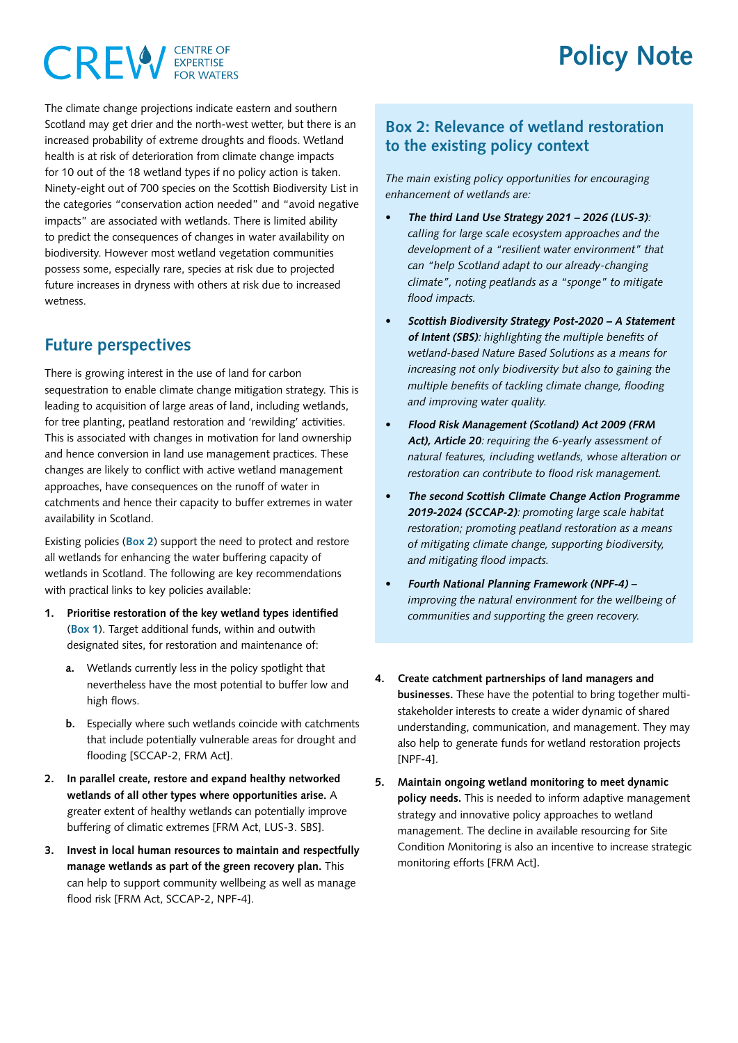The climate change projections indicate eastern and southern Scotland may get drier and the north-west wetter, but there is an increased probability of extreme droughts and floods. Wetland health is at risk of deterioration from climate change impacts for 10 out of the 18 wetland types if no policy action is taken. Ninety-eight out of 700 species on the Scottish Biodiversity List in the categories "conservation action needed" and "avoid negative impacts" are associated with wetlands. There is limited ability to predict the consequences of changes in water availability on biodiversity. However most wetland vegetation communities possess some, especially rare, species at risk due to projected future increases in dryness with others at risk due to increased wetness.

## Future perspectives

There is growing interest in the use of land for carbon sequestration to enable climate change mitigation strategy. This is leading to acquisition of large areas of land, including wetlands, for tree planting, peatland restoration and 'rewilding' activities. This is associated with changes in motivation for land ownership and hence conversion in land use management practices. These changes are likely to conflict with active wetland management approaches, have consequences on the runoff of water in catchments and hence their capacity to buffer extremes in water availability in Scotland.

Existing policies (**Box 2**) support the need to protect and restore all wetlands for enhancing the water buffering capacity of wetlands in Scotland. The following are key recommendations with practical links to key policies available:

1. **Prioritise restoration of the key wetland types identified** (**Box 1**). Target additional funds, within and outwith designated sites, for restoration and maintenance of:
   a. Wetlands currently less in the policy spotlight that nevertheless have the most potential to buffer low and high flows.
   b. Especially where such wetlands coincide with catchments that include potentially vulnerable areas for drought and flooding [SCCAP-2, FRM Act].
2. **In parallel create, restore and expand healthy networked wetlands of all other types where opportunities arise.** A greater extent of healthy wetlands can potentially improve buffering of climatic extremes [FRM Act, LUS-3. SBS].
3. **Invest in local human resources to maintain and respectfully manage wetlands as part of the green recovery plan.** This can help to support community wellbeing as well as manage flood risk [FRM Act, SCCAP-2, NPF-4].

## Box 2: Relevance of wetland restoration to the existing policy context

*The main existing policy opportunities for encouraging enhancement of wetlands are:*

- ***The third Land Use Strategy 2021 – 2026 (LUS-3)****: calling for large scale ecosystem approaches and the development of a "resilient water environment" that can "help Scotland adapt to our already-changing climate", noting peatlands as a "sponge" to mitigate flood impacts.*
- ***Scottish Biodiversity Strategy Post-2020 – A Statement of Intent (SBS)****: highlighting the multiple benefits of wetland-based Nature Based Solutions as a means for increasing not only biodiversity but also to gaining the multiple benefits of tackling climate change, flooding and improving water quality.*
- ***Flood Risk Management (Scotland) Act 2009 (FRM Act), Article 20****: requiring the 6-yearly assessment of natural features, including wetlands, whose alteration or restoration can contribute to flood risk management.*
- ***The second Scottish Climate Change Action Programme 2019-2024 (SCCAP-2)****: promoting large scale habitat restoration; promoting peatland restoration as a means of mitigating climate change, supporting biodiversity, and mitigating flood impacts.*
- ***Fourth National Planning Framework (NPF-4)*** *– improving the natural environment for the wellbeing of communities and supporting the green recovery.*

4. **Create catchment partnerships of land managers and businesses.** These have the potential to bring together multi-stakeholder interests to create a wider dynamic of shared understanding, communication, and management. They may also help to generate funds for wetland restoration projects [NPF-4].
5. **Maintain ongoing wetland monitoring to meet dynamic policy needs.** This is needed to inform adaptive management strategy and innovative policy approaches to wetland management. The decline in available resourcing for Site Condition Monitoring is also an incentive to increase strategic monitoring efforts [FRM Act].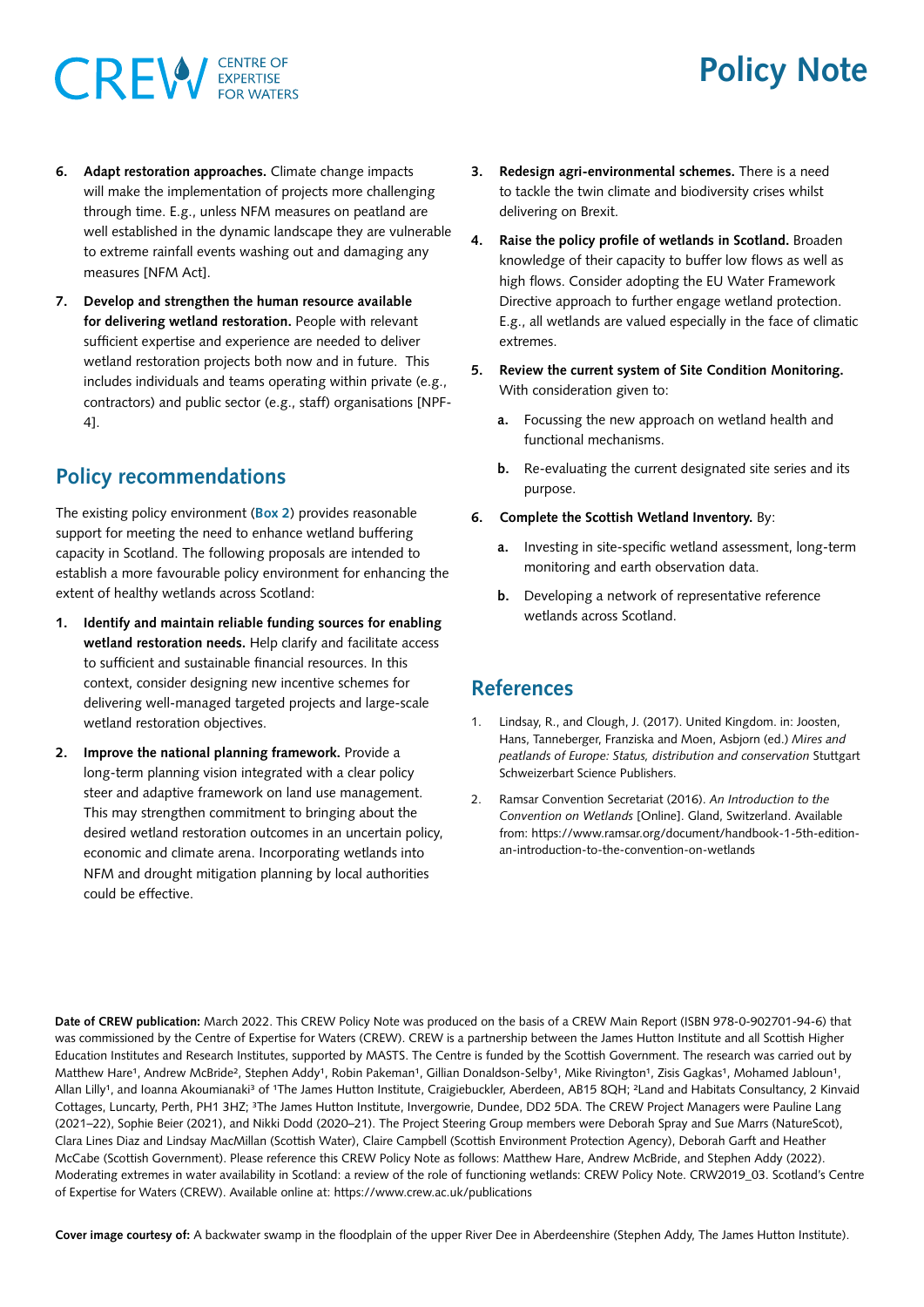6. **Adapt restoration approaches.** Climate change impacts will make the implementation of projects more challenging through time. E.g., unless NFM measures on peatland are well established in the dynamic landscape they are vulnerable to extreme rainfall events washing out and damaging any measures [NFM Act].

7. **Develop and strengthen the human resource available for delivering wetland restoration.** People with relevant sufficient expertise and experience are needed to deliver wetland restoration projects both now and in future. This includes individuals and teams operating within private (e.g., contractors) and public sector (e.g., staff) organisations [NPF-4].

## Policy recommendations

The existing policy environment (**Box 2**) provides reasonable support for meeting the need to enhance wetland buffering capacity in Scotland. The following proposals are intended to establish a more favourable policy environment for enhancing the extent of healthy wetlands across Scotland:

1. **Identify and maintain reliable funding sources for enabling wetland restoration needs.** Help clarify and facilitate access to sufficient and sustainable financial resources. In this context, consider designing new incentive schemes for delivering well-managed targeted projects and large-scale wetland restoration objectives.

2. **Improve the national planning framework.** Provide a long-term planning vision integrated with a clear policy steer and adaptive framework on land use management. This may strengthen commitment to bringing about the desired wetland restoration outcomes in an uncertain policy, economic and climate arena. Incorporating wetlands into NFM and drought mitigation planning by local authorities could be effective.

3. **Redesign agri-environmental schemes.** There is a need to tackle the twin climate and biodiversity crises whilst delivering on Brexit.

4. **Raise the policy profile of wetlands in Scotland.** Broaden knowledge of their capacity to buffer low flows as well as high flows. Consider adopting the EU Water Framework Directive approach to further engage wetland protection. E.g., all wetlands are valued especially in the face of climatic extremes.

5. **Review the current system of Site Condition Monitoring.** With consideration given to:

   a. Focussing the new approach on wetland health and functional mechanisms.

   b. Re-evaluating the current designated site series and its purpose.

6. **Complete the Scottish Wetland Inventory.** By:

   a. Investing in site-specific wetland assessment, long-term monitoring and earth observation data.

   b. Developing a network of representative reference wetlands across Scotland.

## References

1. Lindsay, R., and Clough, J. (2017). United Kingdom. in: Joosten, Hans, Tanneberger, Franziska and Moen, Asbjorn (ed.) *Mires and peatlands of Europe: Status, distribution and conservation* Stuttgart Schweizerbart Science Publishers.

2. Ramsar Convention Secretariat (2016). *An Introduction to the Convention on Wetlands* [Online]. Gland, Switzerland. Available from: https://www.ramsar.org/document/handbook-1-5th-edition-an-introduction-to-the-convention-on-wetlands

**Date of CREW publication:** March 2022. This CREW Policy Note was produced on the basis of a CREW Main Report (ISBN 978-0-902701-94-6) that was commissioned by the Centre of Expertise for Waters (CREW). CREW is a partnership between the James Hutton Institute and all Scottish Higher Education Institutes and Research Institutes, supported by MASTS. The Centre is funded by the Scottish Government. The research was carried out by Matthew Hare[1], Andrew McBride[2], Stephen Addy[1], Robin Pakeman[1], Gillian Donaldson-Selby[1], Mike Rivington[1], Zisis Gagkas[1], Mohamed Jabloun[1], Allan Lilly[1], and Ioanna Akoumianaki[3] of [1]The James Hutton Institute, Craigiebuckler, Aberdeen, AB15 8QH; [2]Land and Habitats Consultancy, 2 Kinvaid Cottages, Luncarty, Perth, PH1 3HZ; [3]The James Hutton Institute, Invergowrie, Dundee, DD2 5DA. The CREW Project Managers were Pauline Lang (2021–22), Sophie Beier (2021), and Nikki Dodd (2020–21). The Project Steering Group members were Deborah Spray and Sue Marrs (NatureScot), Clara Lines Diaz and Lindsay MacMillan (Scottish Water), Claire Campbell (Scottish Environment Protection Agency), Deborah Garft and Heather McCabe (Scottish Government). Please reference this CREW Policy Note as follows: Matthew Hare, Andrew McBride, and Stephen Addy (2022). Moderating extremes in water availability in Scotland: a review of the role of functioning wetlands: CREW Policy Note. CRW2019_03. Scotland's Centre of Expertise for Waters (CREW). Available online at: https://www.crew.ac.uk/publications

**Cover image courtesy of:** A backwater swamp in the floodplain of the upper River Dee in Aberdeenshire (Stephen Addy, The James Hutton Institute).